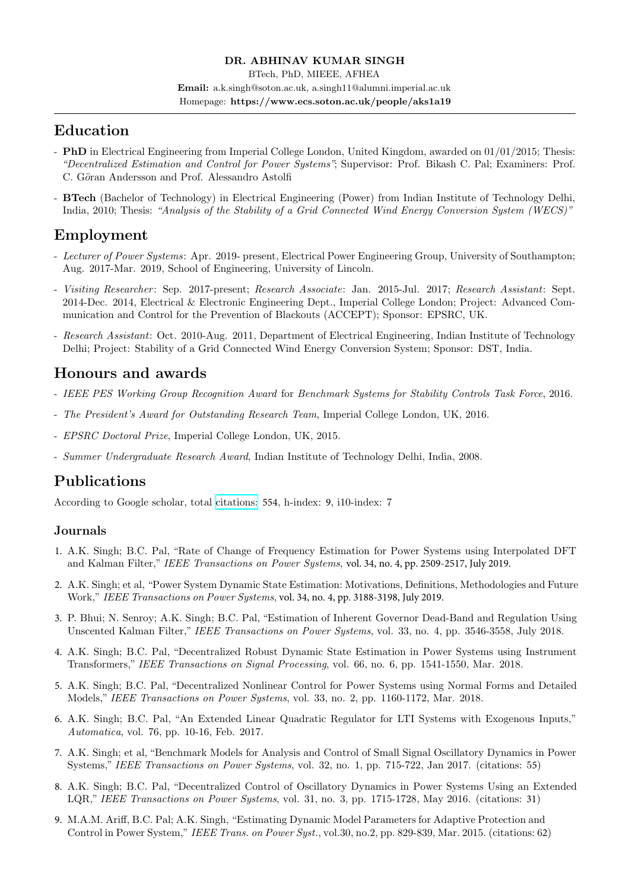**DR. ABHINAV KUMAR SINGH**

BTech, PhD, MIEEE, AFHEA

**Email:** a.k.singh@soton.ac.uk, a.singh11@alumni.imperial.ac.uk

Homepage: **https://www.ecs.soton.ac.uk/people/aks1a19**

# Education

- **PhD** in Electrical Engineering from Imperial College London, United Kingdom, awarded on 01/01/2015; Thesis: *"Decentralized Estimation and Control for Power Systems"*; Supervisor: Prof. Bikash C. Pal; Examiners: Prof. C. Göran Andersson and Prof. Alessandro Astolfi
- **BTech** (Bachelor of Technology) in Electrical Engineering (Power) from Indian Institute of Technology Delhi, India, 2010; Thesis: *"Analysis of the Stability of a Grid Connected Wind Energy Conversion System (WECS)"*

# Employment

- *Lecturer of Power Systems*: Apr. 2019- present, Electrical Power Engineering Group, University of Southampton; Aug. 2017-Mar. 2019, School of Engineering, University of Lincoln.
- *Visiting Researcher*: Sep. 2017-present; *Research Associate*: Jan. 2015-Jul. 2017; *Research Assistant*: Sept. 2014-Dec. 2014, Electrical & Electronic Engineering Dept., Imperial College London; Project: Advanced Communication and Control for the Prevention of Blackouts (ACCEPT); Sponsor: EPSRC, UK.
- *Research Assistant*: Oct. 2010-Aug. 2011, Department of Electrical Engineering, Indian Institute of Technology Delhi; Project: Stability of a Grid Connected Wind Energy Conversion System; Sponsor: DST, India.

# Honours and awards

- *IEEE PES Working Group Recognition Award* for *Benchmark Systems for Stability Controls Task Force*, 2016.
- *The President's Award for Outstanding Research Team*, Imperial College London, UK, 2016.
- *EPSRC Doctoral Prize*, Imperial College London, UK, 2015.
- *Summer Undergraduate Research Award*, Indian Institute of Technology Delhi, India, 2008.

# Publications

According to Google scholar, total citations: 554, h-index: 9, i10-index: 7

## Journals

1. A.K. Singh; B.C. Pal, "Rate of Change of Frequency Estimation for Power Systems using Interpolated DFT and Kalman Filter," *IEEE Transactions on Power Systems*, vol. 34, no. 4, pp. 2509-2517, July 2019.
2. A.K. Singh; et al, "Power System Dynamic State Estimation: Motivations, Definitions, Methodologies and Future Work," *IEEE Transactions on Power Systems*, vol. 34, no. 4, pp. 3188-3198, July 2019.
3. P. Bhui; N. Senroy; A.K. Singh; B.C. Pal, "Estimation of Inherent Governor Dead-Band and Regulation Using Unscented Kalman Filter," *IEEE Transactions on Power Systems*, vol. 33, no. 4, pp. 3546-3558, July 2018.
4. A.K. Singh; B.C. Pal, "Decentralized Robust Dynamic State Estimation in Power Systems using Instrument Transformers," *IEEE Transactions on Signal Processing*, vol. 66, no. 6, pp. 1541-1550, Mar. 2018.
5. A.K. Singh; B.C. Pal, "Decentralized Nonlinear Control for Power Systems using Normal Forms and Detailed Models," *IEEE Transactions on Power Systems*, vol. 33, no. 2, pp. 1160-1172, Mar. 2018.
6. A.K. Singh; B.C. Pal, "An Extended Linear Quadratic Regulator for LTI Systems with Exogenous Inputs," *Automatica*, vol. 76, pp. 10-16, Feb. 2017.
7. A.K. Singh; et al, "Benchmark Models for Analysis and Control of Small Signal Oscillatory Dynamics in Power Systems," *IEEE Transactions on Power Systems*, vol. 32, no. 1, pp. 715-722, Jan 2017. (citations: 55)
8. A.K. Singh; B.C. Pal, "Decentralized Control of Oscillatory Dynamics in Power Systems Using an Extended LQR," *IEEE Transactions on Power Systems*, vol. 31, no. 3, pp. 1715-1728, May 2016. (citations: 31)
9. M.A.M. Ariff, B.C. Pal; A.K. Singh, "Estimating Dynamic Model Parameters for Adaptive Protection and Control in Power System," *IEEE Trans. on Power Syst.*, vol.30, no.2, pp. 829-839, Mar. 2015. (citations: 62)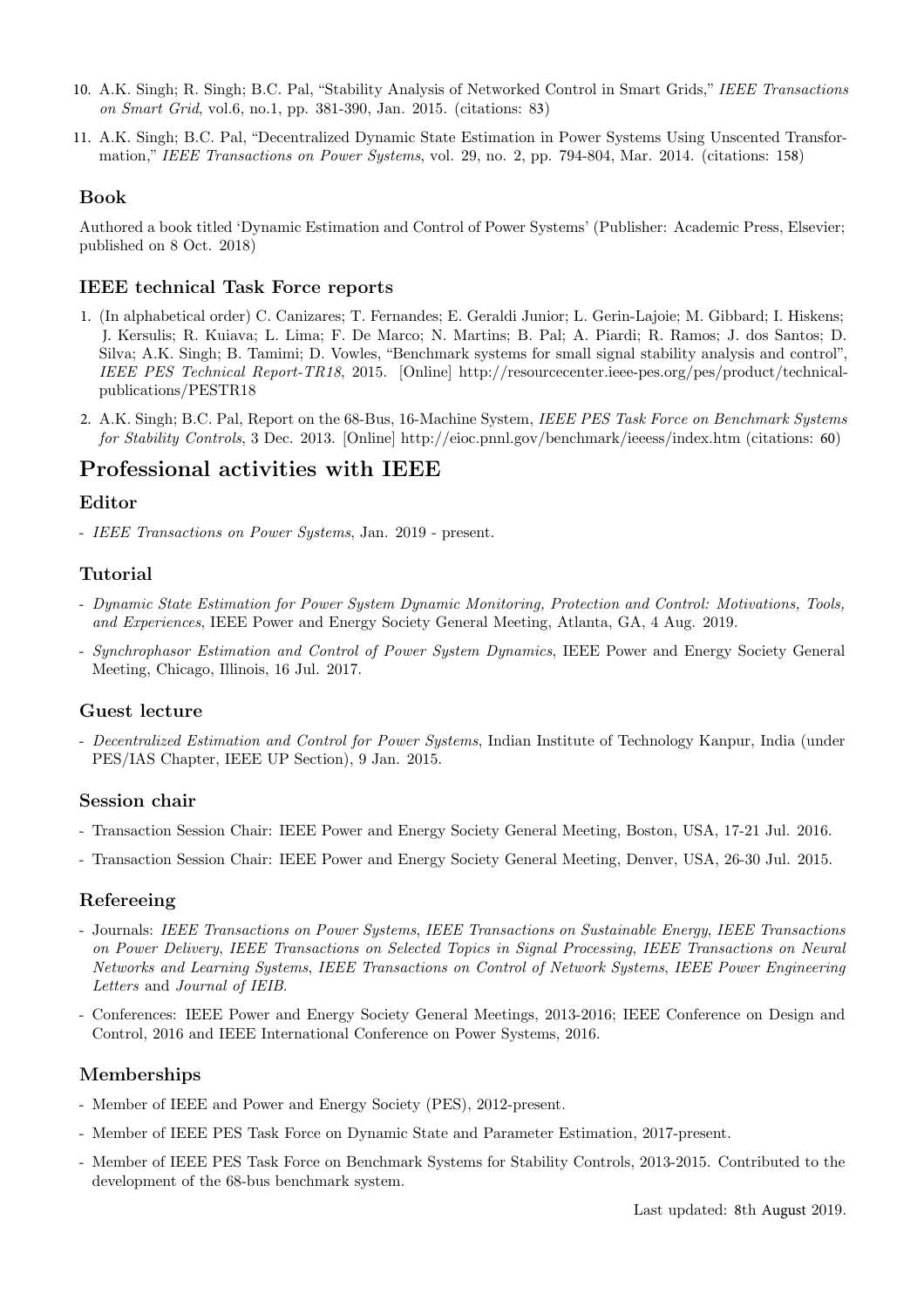10. A.K. Singh; R. Singh; B.C. Pal, "Stability Analysis of Networked Control in Smart Grids," *IEEE Transactions on Smart Grid*, vol.6, no.1, pp. 381-390, Jan. 2015. (citations: 83)
11. A.K. Singh; B.C. Pal, "Decentralized Dynamic State Estimation in Power Systems Using Unscented Transformation," *IEEE Transactions on Power Systems*, vol. 29, no. 2, pp. 794-804, Mar. 2014. (citations: 158)

### Book

Authored a book titled 'Dynamic Estimation and Control of Power Systems' (Publisher: Academic Press, Elsevier; published on 8 Oct. 2018)

### IEEE technical Task Force reports

1. (In alphabetical order) C. Canizares; T. Fernandes; E. Geraldi Junior; L. Gerin-Lajoie; M. Gibbard; I. Hiskens; J. Kersulis; R. Kuiava; L. Lima; F. De Marco; N. Martins; B. Pal; A. Piardi; R. Ramos; J. dos Santos; D. Silva; A.K. Singh; B. Tamimi; D. Vowles, "Benchmark systems for small signal stability analysis and control", *IEEE PES Technical Report-TR18*, 2015. [Online] http://resourcecenter.ieee-pes.org/pes/product/technical-publications/PESTR18
2. A.K. Singh; B.C. Pal, Report on the 68-Bus, 16-Machine System, *IEEE PES Task Force on Benchmark Systems for Stability Controls*, 3 Dec. 2013. [Online] http://eioc.pnnl.gov/benchmark/ieeess/index.htm (citations: 60)

## Professional activities with IEEE

### Editor

- *IEEE Transactions on Power Systems*, Jan. 2019 - present.

### Tutorial

- *Dynamic State Estimation for Power System Dynamic Monitoring, Protection and Control: Motivations, Tools, and Experiences*, IEEE Power and Energy Society General Meeting, Atlanta, GA, 4 Aug. 2019.
- *Synchrophasor Estimation and Control of Power System Dynamics*, IEEE Power and Energy Society General Meeting, Chicago, Illinois, 16 Jul. 2017.

### Guest lecture

- *Decentralized Estimation and Control for Power Systems*, Indian Institute of Technology Kanpur, India (under PES/IAS Chapter, IEEE UP Section), 9 Jan. 2015.

### Session chair

- Transaction Session Chair: IEEE Power and Energy Society General Meeting, Boston, USA, 17-21 Jul. 2016.
- Transaction Session Chair: IEEE Power and Energy Society General Meeting, Denver, USA, 26-30 Jul. 2015.

### Refereeing

- Journals: *IEEE Transactions on Power Systems*, *IEEE Transactions on Sustainable Energy*, *IEEE Transactions on Power Delivery*, *IEEE Transactions on Selected Topics in Signal Processing*, *IEEE Transactions on Neural Networks and Learning Systems*, *IEEE Transactions on Control of Network Systems*, *IEEE Power Engineering Letters* and *Journal of IEIB*.
- Conferences: IEEE Power and Energy Society General Meetings, 2013-2016; IEEE Conference on Design and Control, 2016 and IEEE International Conference on Power Systems, 2016.

### Memberships

- Member of IEEE and Power and Energy Society (PES), 2012-present.
- Member of IEEE PES Task Force on Dynamic State and Parameter Estimation, 2017-present.
- Member of IEEE PES Task Force on Benchmark Systems for Stability Controls, 2013-2015. Contributed to the development of the 68-bus benchmark system.

Last updated: 8th August 2019.